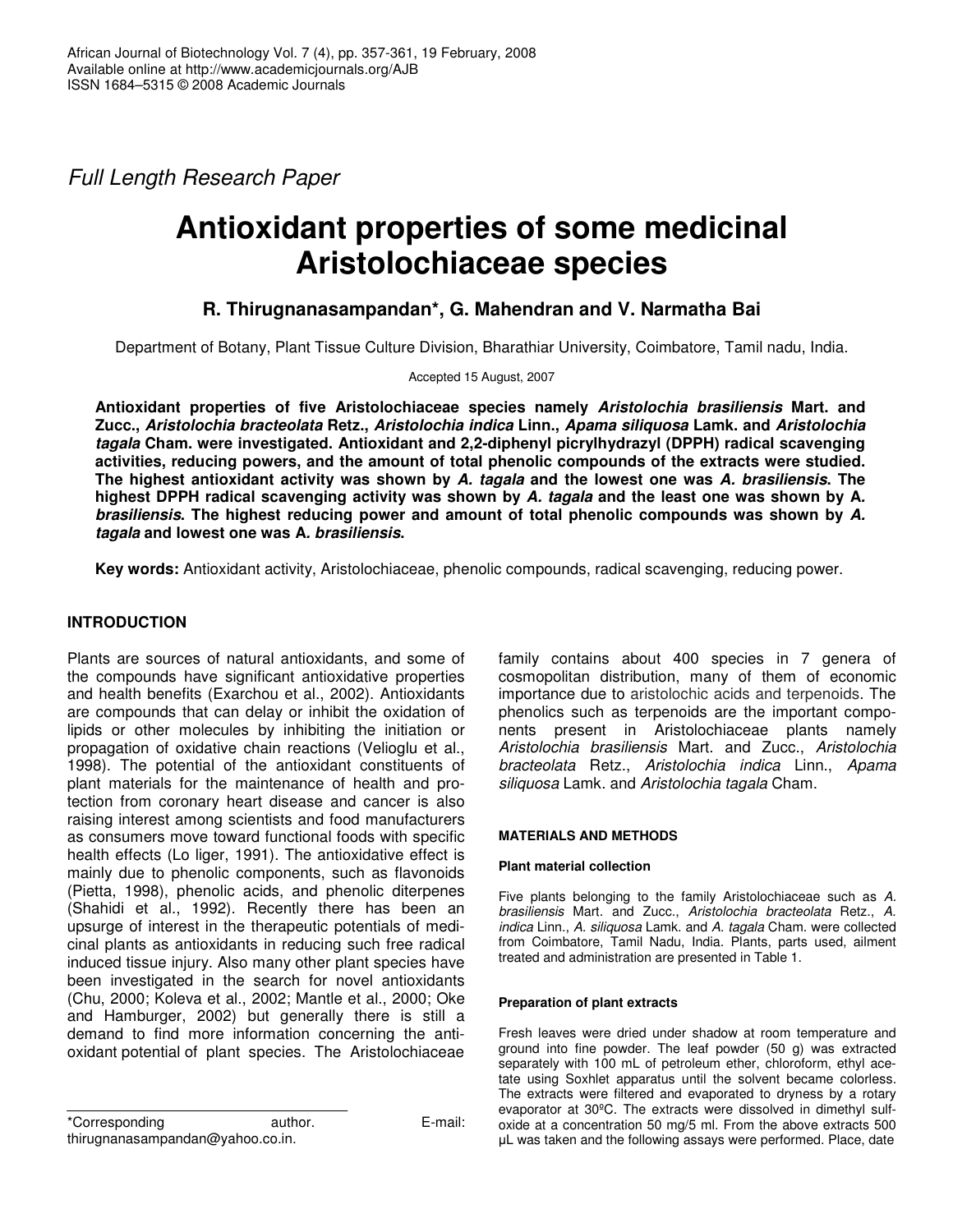*Full Length Research Paper*

# Antioxidant properties of some medicinal Aristolochiaceae species

**R. Thirugnanasampandan\*, G. Mahendran and V. Narmatha Bai**

Department of Botany, Plant Tissue Culture Division, Bharathiar University, Coimbatore, Tamil nadu, India.

Accepted 15 August, 2007

**Antioxidant properties of five Aristolochiaceae species namely *Aristolochia brasiliensis* Mart. and Zucc., *Aristolochia bracteolata* Retz., *Aristolochia indica* Linn., *Apama siliquosa* Lamk. and *Aristolochia tagala* Cham. were investigated. Antioxidant and 2,2-diphenyl picrylhydrazyl (DPPH) radical scavenging activities, reducing powers, and the amount of total phenolic compounds of the extracts were studied. The highest antioxidant activity was shown by *A. tagala* and the lowest one was *A. brasiliensis*. The highest DPPH radical scavenging activity was shown by *A. tagala* and the least one was shown by A*. brasiliensis*. The highest reducing power and amount of total phenolic compounds was shown by *A. tagala* and lowest one was A*. brasiliensis*.**

**Key words:** Antioxidant activity, Aristolochiaceae, phenolic compounds, radical scavenging, reducing power.

## INTRODUCTION

Plants are sources of natural antioxidants, and some of the compounds have significant antioxidative properties and health benefits (Exarchou et al., 2002). Antioxidants are compounds that can delay or inhibit the oxidation of lipids or other molecules by inhibiting the initiation or propagation of oxidative chain reactions (Velioglu et al., 1998). The potential of the antioxidant constituents of plant materials for the maintenance of health and protection from coronary heart disease and cancer is also raising interest among scientists and food manufacturers as consumers move toward functional foods with specific health effects (Lo liger, 1991). The antioxidative effect is mainly due to phenolic components, such as flavonoids (Pietta, 1998), phenolic acids, and phenolic diterpenes (Shahidi et al., 1992). Recently there has been an upsurge of interest in the therapeutic potentials of medicinal plants as antioxidants in reducing such free radical induced tissue injury. Also many other plant species have been investigated in the search for novel antioxidants (Chu, 2000; Koleva et al., 2002; Mantle et al., 2000; Oke and Hamburger, 2002) but generally there is still a demand to find more information concerning the antioxidant potential of plant species. The Aristolochiaceae family contains about 400 species in 7 genera of cosmopolitan distribution, many of them of economic importance due to aristolochic acids and terpenoids. The phenolics such as terpenoids are the important components present in Aristolochiaceae plants namely *Aristolochia brasiliensis* Mart. and Zucc., *Aristolochia bracteolata* Retz., *Aristolochia indica* Linn., *Apama siliquosa* Lamk. and *Aristolochia tagala* Cham.

\*Corresponding author. E-mail: thirugnanasampandan@yahoo.co.in.

## MATERIALS AND METHODS

### Plant material collection

Five plants belonging to the family Aristolochiaceae such as *A. brasiliensis* Mart. and Zucc., *Aristolochia bracteolata* Retz., *A. indica* Linn., *A. siliquosa* Lamk. and *A. tagala* Cham. were collected from Coimbatore, Tamil Nadu, India. Plants, parts used, ailment treated and administration are presented in Table 1.

### Preparation of plant extracts

Fresh leaves were dried under shadow at room temperature and ground into fine powder. The leaf powder (50 g) was extracted separately with 100 mL of petroleum ether, chloroform, ethyl acetate using Soxhlet apparatus until the solvent became colorless. The extracts were filtered and evaporated to dryness by a rotary evaporator at 30ºC. The extracts were dissolved in dimethyl sulfoxide at a concentration 50 mg/5 ml. From the above extracts 500 µL was taken and the following assays were performed. Place, date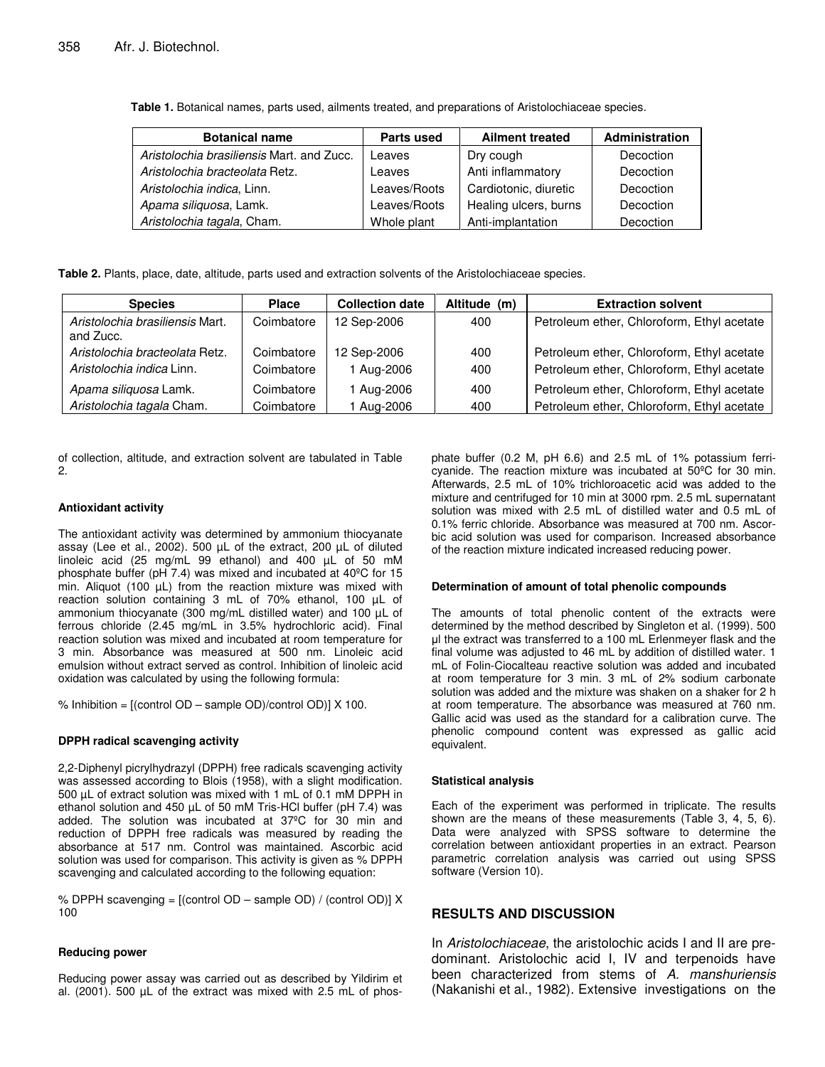**Table 1.** Botanical names, parts used, ailments treated, and preparations of Aristolochiaceae species.

| Botanical name | Parts used | Ailment treated | Administration |
|---|---|---|---|
| *Aristolochia brasiliensis* Mart. and Zucc. | Leaves | Dry cough | Decoction |
| *Aristolochia bracteolata* Retz. | Leaves | Anti inflammatory | Decoction |
| *Aristolochia indica*, Linn. | Leaves/Roots | Cardiotonic, diuretic | Decoction |
| *Apama siliquosa*, Lamk. | Leaves/Roots | Healing ulcers, burns | Decoction |
| *Aristolochia tagala*, Cham. | Whole plant | Anti-implantation | Decoction |

**Table 2.** Plants, place, date, altitude, parts used and extraction solvents of the Aristolochiaceae species.

| Species | Place | Collection date | Altitude (m) | Extraction solvent |
|---|---|---|---|---|
| *Aristolochia brasiliensis* Mart. and Zucc. | Coimbatore | 12 Sep-2006 | 400 | Petroleum ether, Chloroform, Ethyl acetate |
| *Aristolochia bracteolata* Retz. | Coimbatore | 12 Sep-2006 | 400 | Petroleum ether, Chloroform, Ethyl acetate |
| *Aristolochia indica* Linn. | Coimbatore | 1 Aug-2006 | 400 | Petroleum ether, Chloroform, Ethyl acetate |
| *Apama siliquosa* Lamk. | Coimbatore | 1 Aug-2006 | 400 | Petroleum ether, Chloroform, Ethyl acetate |
| *Aristolochia tagala* Cham. | Coimbatore | 1 Aug-2006 | 400 | Petroleum ether, Chloroform, Ethyl acetate |

of collection, altitude, and extraction solvent are tabulated in Table 2.

#### Antioxidant activity

The antioxidant activity was determined by ammonium thiocyanate assay (Lee et al., 2002). 500 µL of the extract, 200 µL of diluted linoleic acid (25 mg/mL 99 ethanol) and 400 µL of 50 mM phosphate buffer (pH 7.4) was mixed and incubated at 40ºC for 15 min. Aliquot (100 µL) from the reaction mixture was mixed with reaction solution containing 3 mL of 70% ethanol, 100 µL of ammonium thiocyanate (300 mg/mL distilled water) and 100 µL of ferrous chloride (2.45 mg/mL in 3.5% hydrochloric acid). Final reaction solution was mixed and incubated at room temperature for 3 min. Absorbance was measured at 500 nm. Linoleic acid emulsion without extract served as control. Inhibition of linoleic acid oxidation was calculated by using the following formula:

$$\% \text{ Inhibition} = [(\text{control OD} - \text{sample OD})/\text{control OD})] \times 100.$$

#### DPPH radical scavenging activity

2,2-Diphenyl picrylhydrazyl (DPPH) free radicals scavenging activity was assessed according to Blois (1958), with a slight modification. 500 µL of extract solution was mixed with 1 mL of 0.1 mM DPPH in ethanol solution and 450 µL of 50 mM Tris-HCl buffer (pH 7.4) was added. The solution was incubated at 37ºC for 30 min and reduction of DPPH free radicals was measured by reading the absorbance at 517 nm. Control was maintained. Ascorbic acid solution was used for comparison. This activity is given as % DPPH scavenging and calculated according to the following equation:

$$\% \text{ DPPH scavenging} = [(\text{control OD} - \text{sample OD}) / (\text{control OD})] \times 100$$

#### Reducing power

Reducing power assay was carried out as described by Yildirim et al. (2001). 500 µL of the extract was mixed with 2.5 mL of phosphate buffer (0.2 M, pH 6.6) and 2.5 mL of 1% potassium ferricyanide. The reaction mixture was incubated at 50ºC for 30 min. Afterwards, 2.5 mL of 10% trichloroacetic acid was added to the mixture and centrifuged for 10 min at 3000 rpm. 2.5 mL supernatant solution was mixed with 2.5 mL of distilled water and 0.5 mL of 0.1% ferric chloride. Absorbance was measured at 700 nm. Ascorbic acid solution was used for comparison. Increased absorbance of the reaction mixture indicated increased reducing power.

#### Determination of amount of total phenolic compounds

The amounts of total phenolic content of the extracts were determined by the method described by Singleton et al. (1999). 500 µl the extract was transferred to a 100 mL Erlenmeyer flask and the final volume was adjusted to 46 mL by addition of distilled water. 1 mL of Folin-Ciocalteau reactive solution was added and incubated at room temperature for 3 min. 3 mL of 2% sodium carbonate solution was added and the mixture was shaken on a shaker for 2 h at room temperature. The absorbance was measured at 760 nm. Gallic acid was used as the standard for a calibration curve. The phenolic compound content was expressed as gallic acid equivalent.

#### Statistical analysis

Each of the experiment was performed in triplicate. The results shown are the means of these measurements (Table 3, 4, 5, 6). Data were analyzed with SPSS software to determine the correlation between antioxidant properties in an extract. Pearson parametric correlation analysis was carried out using SPSS software (Version 10).

## RESULTS AND DISCUSSION

In *Aristolochiaceae*, the aristolochic acids I and II are predominant. Aristolochic acid I, IV and terpenoids have been characterized from stems of *A. manshuriensis* (Nakanishi et al., 1982). Extensive investigations on the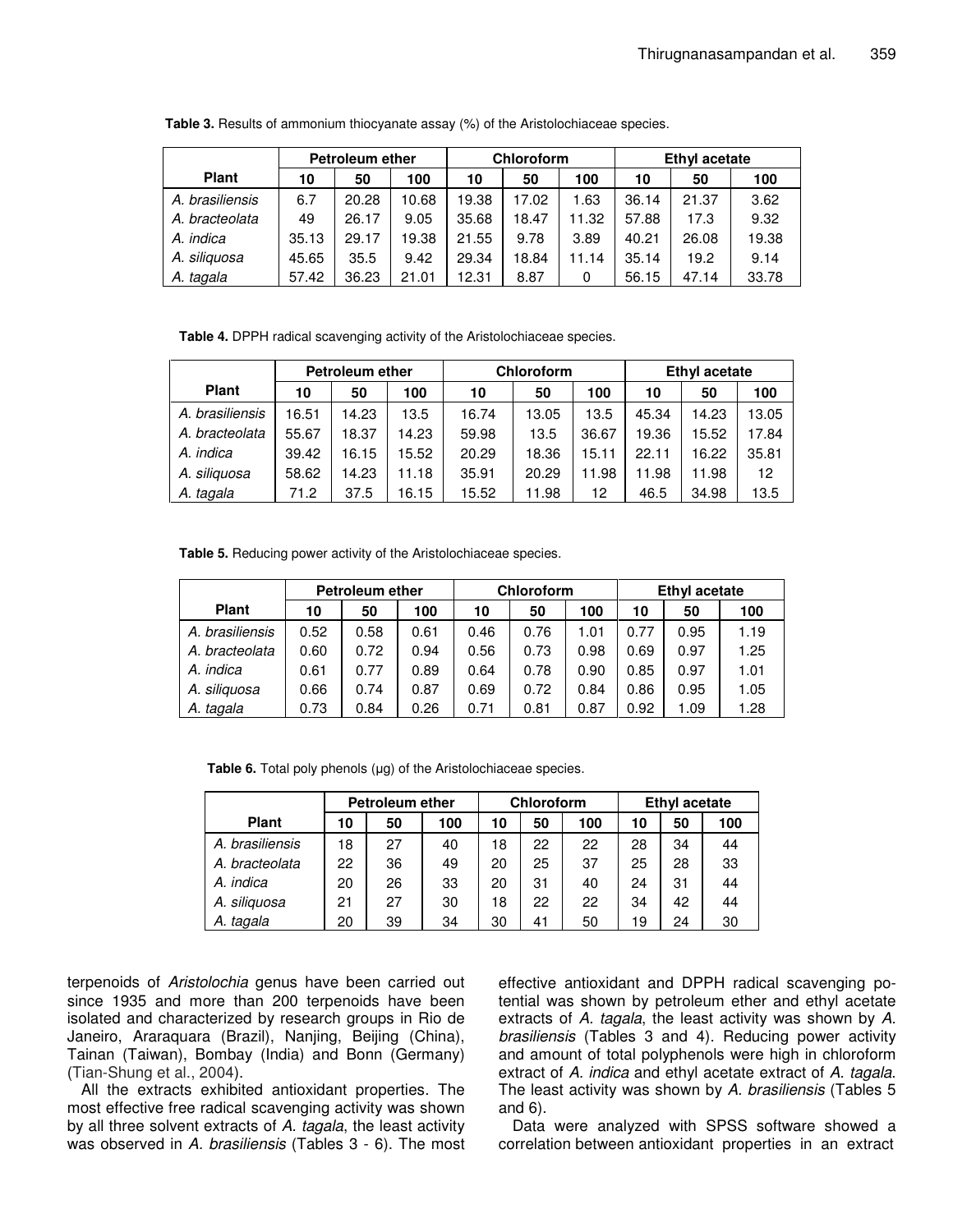**Table 3.** Results of ammonium thiocyanate assay (%) of the Aristolochiaceae species.

| Plant | Petroleum ether | | | Chloroform | | | Ethyl acetate | | |
|---|---|---|---|---|---|---|---|---|---|
| | 10 | 50 | 100 | 10 | 50 | 100 | 10 | 50 | 100 |
| *A. brasiliensis* | 6.7 | 20.28 | 10.68 | 19.38 | 17.02 | 1.63 | 36.14 | 21.37 | 3.62 |
| *A. bracteolata* | 49 | 26.17 | 9.05 | 35.68 | 18.47 | 11.32 | 57.88 | 17.3 | 9.32 |
| *A. indica* | 35.13 | 29.17 | 19.38 | 21.55 | 9.78 | 3.89 | 40.21 | 26.08 | 19.38 |
| *A. siliquosa* | 45.65 | 35.5 | 9.42 | 29.34 | 18.84 | 11.14 | 35.14 | 19.2 | 9.14 |
| *A. tagala* | 57.42 | 36.23 | 21.01 | 12.31 | 8.87 | 0 | 56.15 | 47.14 | 33.78 |

**Table 4.** DPPH radical scavenging activity of the Aristolochiaceae species.

| Plant | Petroleum ether | | | Chloroform | | | Ethyl acetate | | |
|---|---|---|---|---|---|---|---|---|---|
| | 10 | 50 | 100 | 10 | 50 | 100 | 10 | 50 | 100 |
| *A. brasiliensis* | 16.51 | 14.23 | 13.5 | 16.74 | 13.05 | 13.5 | 45.34 | 14.23 | 13.05 |
| *A. bracteolata* | 55.67 | 18.37 | 14.23 | 59.98 | 13.5 | 36.67 | 19.36 | 15.52 | 17.84 |
| *A. indica* | 39.42 | 16.15 | 15.52 | 20.29 | 18.36 | 15.11 | 22.11 | 16.22 | 35.81 |
| *A. siliquosa* | 58.62 | 14.23 | 11.18 | 35.91 | 20.29 | 11.98 | 11.98 | 11.98 | 12 |
| *A. tagala* | 71.2 | 37.5 | 16.15 | 15.52 | 11.98 | 12 | 46.5 | 34.98 | 13.5 |

**Table 5.** Reducing power activity of the Aristolochiaceae species.

| Plant | Petroleum ether | | | Chloroform | | | Ethyl acetate | | |
|---|---|---|---|---|---|---|---|---|---|
| | 10 | 50 | 100 | 10 | 50 | 100 | 10 | 50 | 100 |
| *A. brasiliensis* | 0.52 | 0.58 | 0.61 | 0.46 | 0.76 | 1.01 | 0.77 | 0.95 | 1.19 |
| *A. bracteolata* | 0.60 | 0.72 | 0.94 | 0.56 | 0.73 | 0.98 | 0.69 | 0.97 | 1.25 |
| *A. indica* | 0.61 | 0.77 | 0.89 | 0.64 | 0.78 | 0.90 | 0.85 | 0.97 | 1.01 |
| *A. siliquosa* | 0.66 | 0.74 | 0.87 | 0.69 | 0.72 | 0.84 | 0.86 | 0.95 | 1.05 |
| *A. tagala* | 0.73 | 0.84 | 0.26 | 0.71 | 0.81 | 0.87 | 0.92 | 1.09 | 1.28 |

**Table 6.** Total poly phenols (μg) of the Aristolochiaceae species.

| Plant | Petroleum ether | | | Chloroform | | | Ethyl acetate | | |
|---|---|---|---|---|---|---|---|---|---|
| | 10 | 50 | 100 | 10 | 50 | 100 | 10 | 50 | 100 |
| *A. brasiliensis* | 18 | 27 | 40 | 18 | 22 | 22 | 28 | 34 | 44 |
| *A. bracteolata* | 22 | 36 | 49 | 20 | 25 | 37 | 25 | 28 | 33 |
| *A. indica* | 20 | 26 | 33 | 20 | 31 | 40 | 24 | 31 | 44 |
| *A. siliquosa* | 21 | 27 | 30 | 18 | 22 | 22 | 34 | 42 | 44 |
| *A. tagala* | 20 | 39 | 34 | 30 | 41 | 50 | 19 | 24 | 30 |

terpenoids of *Aristolochia* genus have been carried out since 1935 and more than 200 terpenoids have been isolated and characterized by research groups in Rio de Janeiro, Araraquara (Brazil), Nanjing, Beijing (China), Tainan (Taiwan), Bombay (India) and Bonn (Germany) (Tian-Shung et al., 2004).

All the extracts exhibited antioxidant properties. The most effective free radical scavenging activity was shown by all three solvent extracts of *A. tagala*, the least activity was observed in *A. brasiliensis* (Tables 3 - 6). The most effective antioxidant and DPPH radical scavenging potential was shown by petroleum ether and ethyl acetate extracts of *A. tagala*, the least activity was shown by *A. brasiliensis* (Tables 3 and 4). Reducing power activity and amount of total polyphenols were high in chloroform extract of *A. indica* and ethyl acetate extract of *A. tagala*. The least activity was shown by *A. brasiliensis* (Tables 5 and 6).

Data were analyzed with SPSS software showed a correlation between antioxidant properties in an extract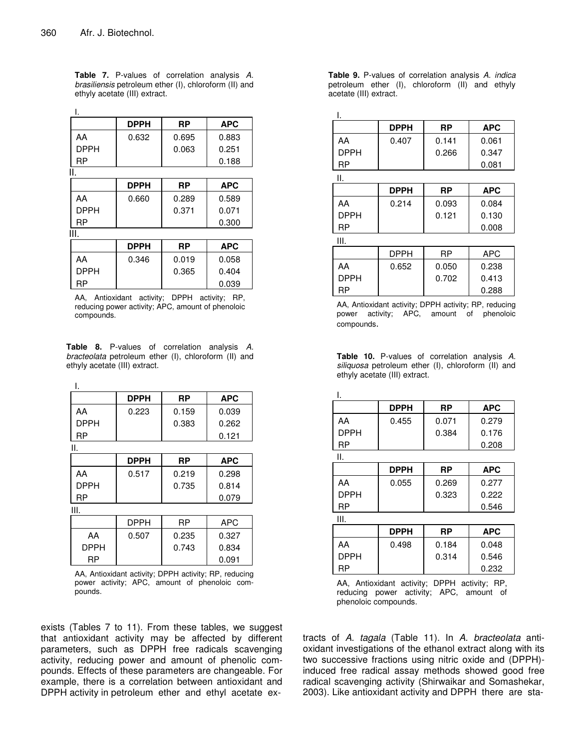**Table 7.** P-values of correlation analysis *A. brasiliensis* petroleum ether (I), chloroform (II) and ethyl acetate (III) extract.

I.

| | DPPH | RP | APC |
|---|---|---|---|
| AA | 0.632 | 0.695 | 0.883 |
| DPPH | | 0.063 | 0.251 |
| RP | | | 0.188 |

II.

| | DPPH | RP | APC |
|---|---|---|---|
| AA | 0.660 | 0.289 | 0.589 |
| DPPH | | 0.371 | 0.071 |
| RP | | | 0.300 |

III.

| | DPPH | RP | APC |
|---|---|---|---|
| AA | 0.346 | 0.019 | 0.058 |
| DPPH | | 0.365 | 0.404 |
| RP | | | 0.039 |

AA, Antioxidant activity; DPPH activity; RP, reducing power activity; APC, amount of phenoloic compounds.

**Table 8.** P-values of correlation analysis *A. bracteolata* petroleum ether (I), chloroform (II) and ethyl acetate (III) extract.

I.

| | DPPH | RP | APC |
|---|---|---|---|
| AA | 0.223 | 0.159 | 0.039 |
| DPPH | | 0.383 | 0.262 |
| RP | | | 0.121 |

II.

| | DPPH | RP | APC |
|---|---|---|---|
| AA | 0.517 | 0.219 | 0.298 |
| DPPH | | 0.735 | 0.814 |
| RP | | | 0.079 |

III.

| | DPPH | RP | APC |
|---|---|---|---|
| AA | 0.507 | 0.235 | 0.327 |
| DPPH | | 0.743 | 0.834 |
| RP | | | 0.091 |

AA, Antioxidant activity; DPPH activity; RP, reducing power activity; APC, amount of phenoloic compounds.

**Table 9.** P-values of correlation analysis *A. indica* petroleum ether (I), chloroform (II) and ethyly acetate (III) extract.

I.

| | DPPH | RP | APC |
|---|---|---|---|
| AA | 0.407 | 0.141 | 0.061 |
| DPPH | | 0.266 | 0.347 |
| RP | | | 0.081 |

II.

| | DPPH | RP | APC |
|---|---|---|---|
| AA | 0.214 | 0.093 | 0.084 |
| DPPH | | 0.121 | 0.130 |
| RP | | | 0.008 |

III.

| | DPPH | RP | APC |
|---|---|---|---|
| AA | 0.652 | 0.050 | 0.238 |
| DPPH | | 0.702 | 0.413 |
| RP | | | 0.288 |

AA, Antioxidant activity; DPPH activity; RP, reducing power activity; APC, amount of phenoloic compounds.

**Table 10.** P-values of correlation analysis *A. siliquosa* petroleum ether (I), chloroform (II) and ethyly acetate (III) extract.

I.

| | DPPH | RP | APC |
|---|---|---|---|
| AA | 0.455 | 0.071 | 0.279 |
| DPPH | | 0.384 | 0.176 |
| RP | | | 0.208 |

II.

| | DPPH | RP | APC |
|---|---|---|---|
| AA | 0.055 | 0.269 | 0.277 |
| DPPH | | 0.323 | 0.222 |
| RP | | | 0.546 |

III.

| | DPPH | RP | APC |
|---|---|---|---|
| AA | 0.498 | 0.184 | 0.048 |
| DPPH | | 0.314 | 0.546 |
| RP | | | 0.232 |

AA, Antioxidant activity; DPPH activity; RP, reducing power activity; APC, amount of phenoloic compounds.

exists (Tables 7 to 11). From these tables, we suggest that antioxidant activity may be affected by different parameters, such as DPPH free radicals scavenging activity, reducing power and amount of phenolic compounds. Effects of these parameters are changeable. For example, there is a correlation between antioxidant and DPPH activity in petroleum ether and ethyl acetate extracts of *A. tagala* (Table 11). In *A. bracteolata* antioxidant investigations of the ethanol extract along with its two successive fractions using nitric oxide and (DPPH)-induced free radical assay methods showed good free radical scavenging activity (Shirwaikar and Somashekar, 2003). Like antioxidant activity and DPPH there are sta-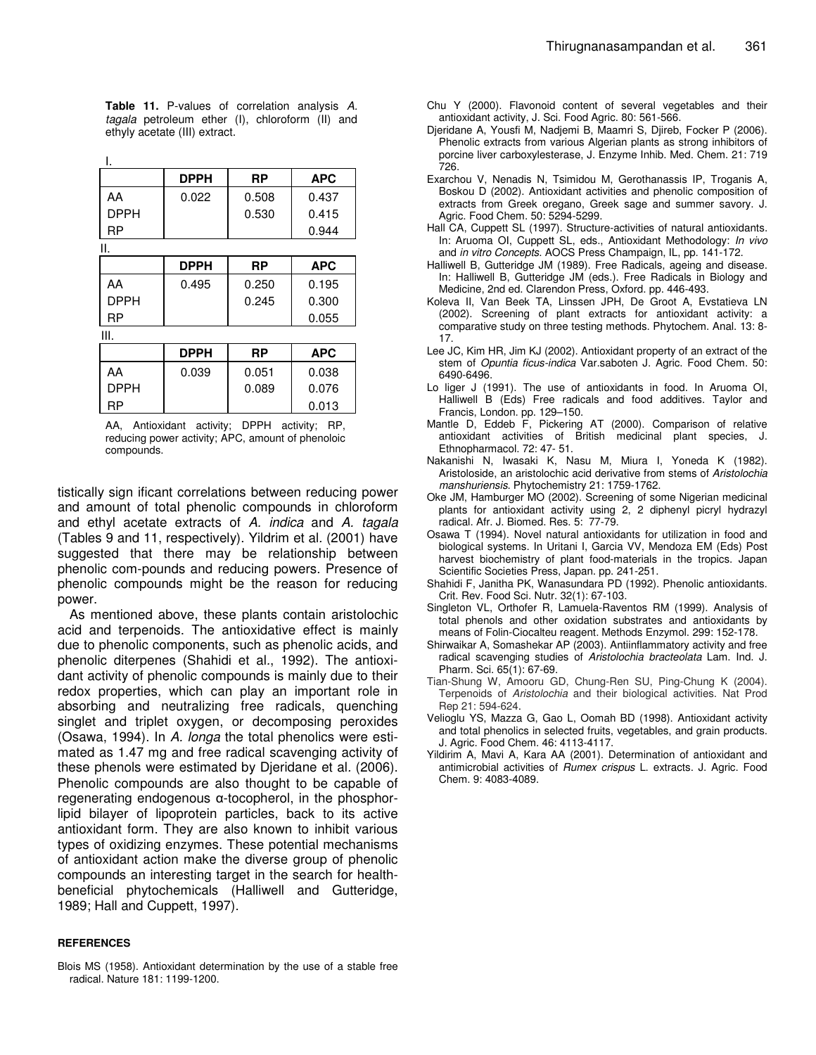**Table 11.** P-values of correlation analysis *A. tagala* petroleum ether (I), chloroform (II) and ethyl acetate (III) extract.

I.

| | DPPH | RP | APC |
|---|---|---|---|
| AA | 0.022 | 0.508 | 0.437 |
| DPPH | | 0.530 | 0.415 |
| RP | | | 0.944 |

II.

| | DPPH | RP | APC |
|---|---|---|---|
| AA | 0.495 | 0.250 | 0.195 |
| DPPH | | 0.245 | 0.300 |
| RP | | | 0.055 |

III.

| | DPPH | RP | APC |
|---|---|---|---|
| AA | 0.039 | 0.051 | 0.038 |
| DPPH | | 0.089 | 0.076 |
| RP | | | 0.013 |

AA, Antioxidant activity; DPPH activity; RP, reducing power activity; APC, amount of phenoloic compounds.

tistically sign ificant correlations between reducing power and amount of total phenolic compounds in chloroform and ethyl acetate extracts of *A. indica* and *A. tagala* (Tables 9 and 11, respectively). Yildrim et al. (2001) have suggested that there may be relationship between phenolic com-pounds and reducing powers. Presence of phenolic compounds might be the reason for reducing power.

As mentioned above, these plants contain aristolochic acid and terpenoids. The antioxidative effect is mainly due to phenolic components, such as phenolic acids, and phenolic diterpenes (Shahidi et al., 1992). The antioxi-dant activity of phenolic compounds is mainly due to their redox properties, which can play an important role in absorbing and neutralizing free radicals, quenching singlet and triplet oxygen, or decomposing peroxides (Osawa, 1994). In *A. longa* the total phenolics were esti-mated as 1.47 mg and free radical scavenging activity of these phenols were estimated by Djeridane et al. (2006). Phenolic compounds are also thought to be capable of regenerating endogenous α-tocopherol, in the phosphor-lipid bilayer of lipoprotein particles, back to its active antioxidant form. They are also known to inhibit various types of oxidizing enzymes. These potential mechanisms of antioxidant action make the diverse group of phenolic compounds an interesting target in the search for health-beneficial phytochemicals (Halliwell and Gutteridge, 1989; Hall and Cuppett, 1997).

## REFERENCES

Blois MS (1958). Antioxidant determination by the use of a stable free radical. Nature 181: 1199-1200.

Chu Y (2000). Flavonoid content of several vegetables and their antioxidant activity, J. Sci. Food Agric. 80: 561-566.

Djeridane A, Yousfi M, Nadjemi B, Maamri S, Djireb, Focker P (2006). Phenolic extracts from various Algerian plants as strong inhibitors of porcine liver carboxylesterase, J. Enzyme Inhib. Med. Chem. 21: 719 726.

Exarchou V, Nenadis N, Tsimidou M, Gerothanassis IP, Troganis A, Boskou D (2002). Antioxidant activities and phenolic composition of extracts from Greek oregano, Greek sage and summer savory. J. Agric. Food Chem. 50: 5294-5299.

Hall CA, Cuppett SL (1997). Structure-activities of natural antioxidants. In: Aruoma OI, Cuppett SL, eds., Antioxidant Methodology: *In vivo* and *in vitro Concepts*. AOCS Press Champaign, IL, pp. 141-172.

Halliwell B, Gutteridge JM (1989). Free Radicals, ageing and disease. In: Halliwell B, Gutteridge JM (eds.). Free Radicals in Biology and Medicine, 2nd ed. Clarendon Press, Oxford. pp. 446-493.

Koleva II, Van Beek TA, Linssen JPH, De Groot A, Evstatieva LN (2002). Screening of plant extracts for antioxidant activity: a comparative study on three testing methods. Phytochem. Anal. 13: 8-17.

Lee JC, Kim HR, Jim KJ (2002). Antioxidant property of an extract of the stem of *Opuntia ficus-indica* Var.saboten J. Agric. Food Chem. 50: 6490-6496.

Lo liger J (1991). The use of antioxidants in food. In Aruoma OI, Halliwell B (Eds) Free radicals and food additives. Taylor and Francis, London. pp. 129–150.

Mantle D, Eddeb F, Pickering AT (2000). Comparison of relative antioxidant activities of British medicinal plant species, J. Ethnopharmacol. 72: 47- 51.

Nakanishi N, Iwasaki K, Nasu M, Miura I, Yoneda K (1982). Aristoloside, an aristolochic acid derivative from stems of *Aristolochia manshuriensis*. Phytochemistry 21: 1759-1762.

Oke JM, Hamburger MO (2002). Screening of some Nigerian medicinal plants for antioxidant activity using 2, 2 diphenyl picryl hydrazyl radical. Afr. J. Biomed. Res. 5: 77-79.

Osawa T (1994). Novel natural antioxidants for utilization in food and biological systems. In Uritani I, Garcia VV, Mendoza EM (Eds) Post harvest biochemistry of plant food-materials in the tropics. Japan Scientific Societies Press, Japan. pp. 241-251.

Shahidi F, Janitha PK, Wanasundara PD (1992). Phenolic antioxidants. Crit. Rev. Food Sci. Nutr. 32(1): 67-103.

Singleton VL, Orthofer R, Lamuela-Raventos RM (1999). Analysis of total phenols and other oxidation substrates and antioxidants by means of Folin-Ciocalteu reagent. Methods Enzymol. 299: 152-178.

Shirwaikar A, Somashekar AP (2003). Antiinflammatory activity and free radical scavenging studies of *Aristolochia bracteolata* Lam. Ind. J. Pharm. Sci. 65(1): 67-69.

Tian-Shung W, Amooru GD, Chung-Ren SU, Ping-Chung K (2004). Terpenoids of *Aristolochia* and their biological activities. Nat Prod Rep 21: 594-624.

Velioglu YS, Mazza G, Gao L, Oomah BD (1998). Antioxidant activity and total phenolics in selected fruits, vegetables, and grain products. J. Agric. Food Chem. 46: 4113-4117.

Yildirim A, Mavi A, Kara AA (2001). Determination of antioxidant and antimicrobial activities of *Rumex crispus* L. extracts. J. Agric. Food Chem. 9: 4083-4089.